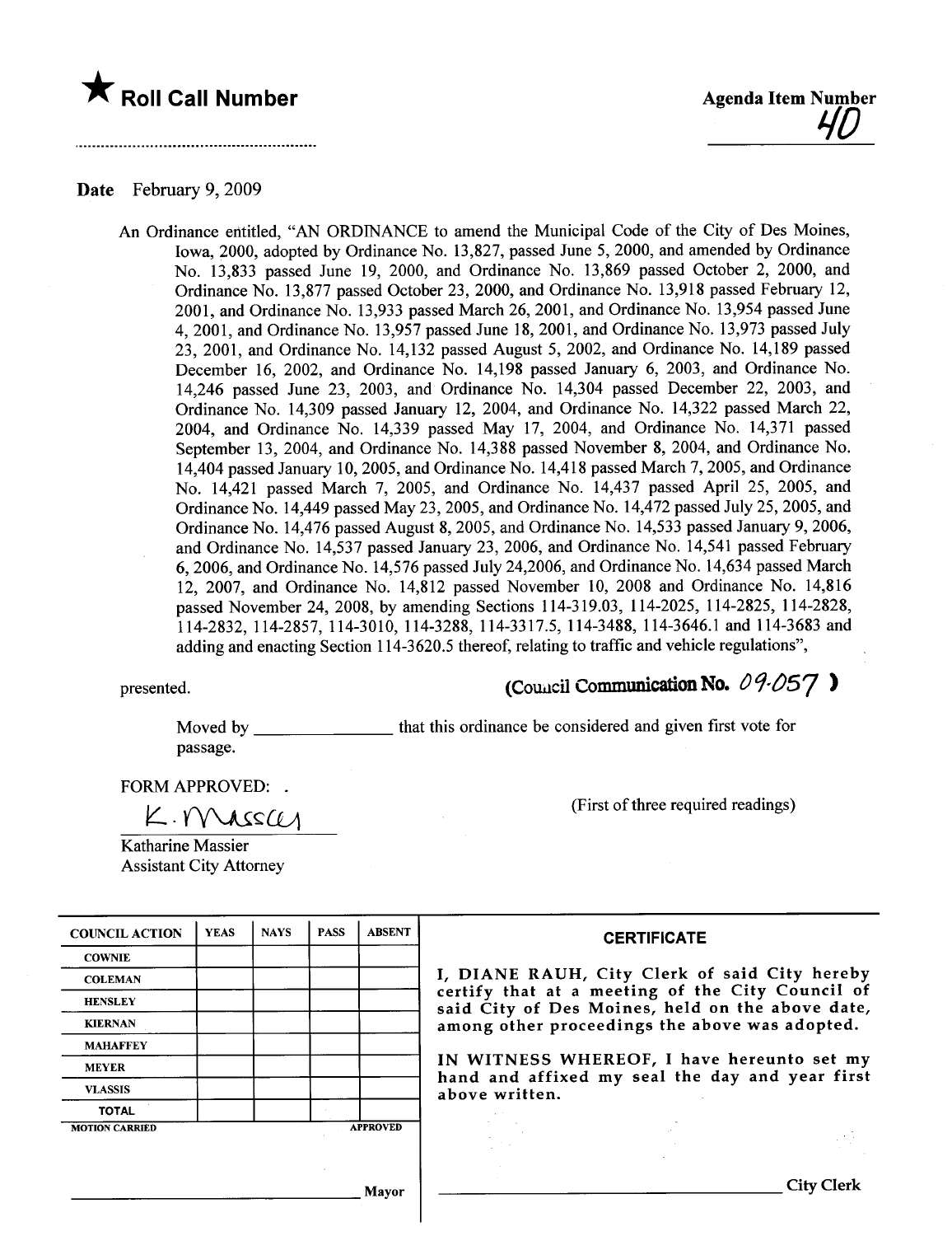★ **Roll Call Number**

**Agenda Item Number**

40

---

**Date** February 9, 2009

An Ordinance entitled, "AN ORDINANCE to amend the Municipal Code of the City of Des Moines, Iowa, 2000, adopted by Ordinance No. 13,827, passed June 5, 2000, and amended by Ordinance No. 13,833 passed June 19, 2000, and Ordinance No. 13,869 passed October 2, 2000, and Ordinance No. 13,877 passed October 23, 2000, and Ordinance No. 13,918 passed February 12, 2001, and Ordinance No. 13,933 passed March 26, 2001, and Ordinance No. 13,954 passed June 4, 2001, and Ordinance No. 13,957 passed June 18, 2001, and Ordinance No. 13,973 passed July 23, 2001, and Ordinance No. 14,132 passed August 5, 2002, and Ordinance No. 14,189 passed December 16, 2002, and Ordinance No. 14,198 passed January 6, 2003, and Ordinance No. 14,246 passed June 23, 2003, and Ordinance No. 14,304 passed December 22, 2003, and Ordinance No. 14,309 passed January 12, 2004, and Ordinance No. 14,322 passed March 22, 2004, and Ordinance No. 14,339 passed May 17, 2004, and Ordinance No. 14,371 passed September 13, 2004, and Ordinance No. 14,388 passed November 8, 2004, and Ordinance No. 14,404 passed January 10, 2005, and Ordinance No. 14,418 passed March 7, 2005, and Ordinance No. 14,421 passed March 7, 2005, and Ordinance No. 14,437 passed April 25, 2005, and Ordinance No. 14,449 passed May 23, 2005, and Ordinance No. 14,472 passed July 25, 2005, and Ordinance No. 14,476 passed August 8, 2005, and Ordinance No. 14,533 passed January 9, 2006, and Ordinance No. 14,537 passed January 23, 2006, and Ordinance No. 14,541 passed February 6, 2006, and Ordinance No. 14,576 passed July 24,2006, and Ordinance No. 14,634 passed March 12, 2007, and Ordinance No. 14,812 passed November 10, 2008 and Ordinance No. 14,816 passed November 24, 2008, by amending Sections 114-319.03, 114-2025, 114-2825, 114-2828, 114-2832, 114-2857, 114-3010, 114-3288, 114-3317.5, 114-3488, 114-3646.1 and 114-3683 and adding and enacting Section 114-3620.5 thereof, relating to traffic and vehicle regulations",

presented. (Council Communication No. 09-057)

Moved by _______________ that this ordinance be considered and given first vote for passage.

FORM APPROVED:

K. Massier

Katharine Massier
Assistant City Attorney

(First of three required readings)

| COUNCIL ACTION | YEAS | NAYS | PASS | ABSENT |
|---|---|---|---|---|
| COWNIE | | | | |
| COLEMAN | | | | |
| HENSLEY | | | | |
| KIERNAN | | | | |
| MAHAFFEY | | | | |
| MEYER | | | | |
| VLASSIS | | | | |
| TOTAL | | | | |
| MOTION CARRIED | | | | APPROVED |

_______________________________ Mayor

**CERTIFICATE**

I, DIANE RAUH, City Clerk of said City hereby certify that at a meeting of the City Council of said City of Des Moines, held on the above date, among other proceedings the above was adopted.

IN WITNESS WHEREOF, I have hereunto set my hand and affixed my seal the day and year first above written.

_______________________________ City Clerk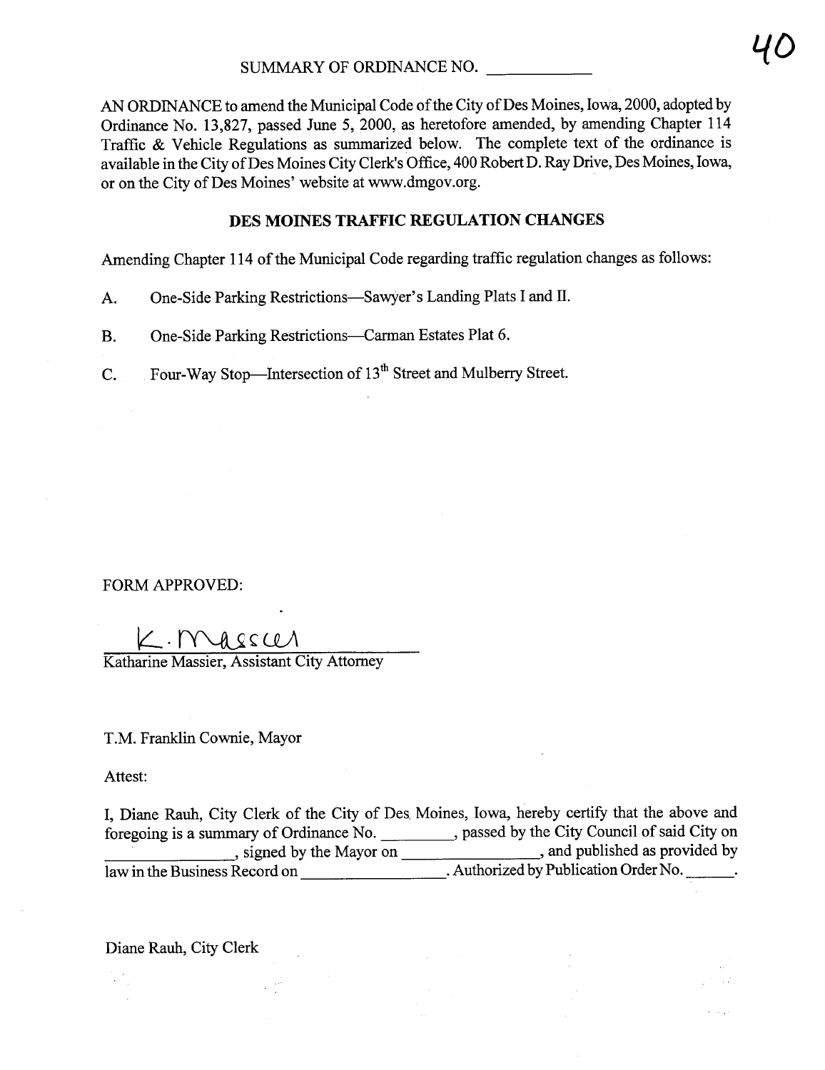# SUMMARY OF ORDINANCE NO. ___________

AN ORDINANCE to amend the Municipal Code of the City of Des Moines, Iowa, 2000, adopted by Ordinance No. 13,827, passed June 5, 2000, as heretofore amended, by amending Chapter 114 Traffic & Vehicle Regulations as summarized below. The complete text of the ordinance is available in the City of Des Moines City Clerk's Office, 400 Robert D. Ray Drive, Des Moines, Iowa, or on the City of Des Moines' website at www.dmgov.org.

## DES MOINES TRAFFIC REGULATION CHANGES

Amending Chapter 114 of the Municipal Code regarding traffic regulation changes as follows:

A. One-Side Parking Restrictions—Sawyer's Landing Plats I and II.

B. One-Side Parking Restrictions—Carman Estates Plat 6.

C. Four-Way Stop—Intersection of 13th Street and Mulberry Street.

FORM APPROVED:

K. Massier

Katharine Massier, Assistant City Attorney

T.M. Franklin Cownie, Mayor

Attest:

I, Diane Rauh, City Clerk of the City of Des Moines, Iowa, hereby certify that the above and foregoing is a summary of Ordinance No. _________, passed by the City Council of said City on _______________, signed by the Mayor on _______________, and published as provided by law in the Business Record on _______________. Authorized by Publication Order No. ______.

Diane Rauh, City Clerk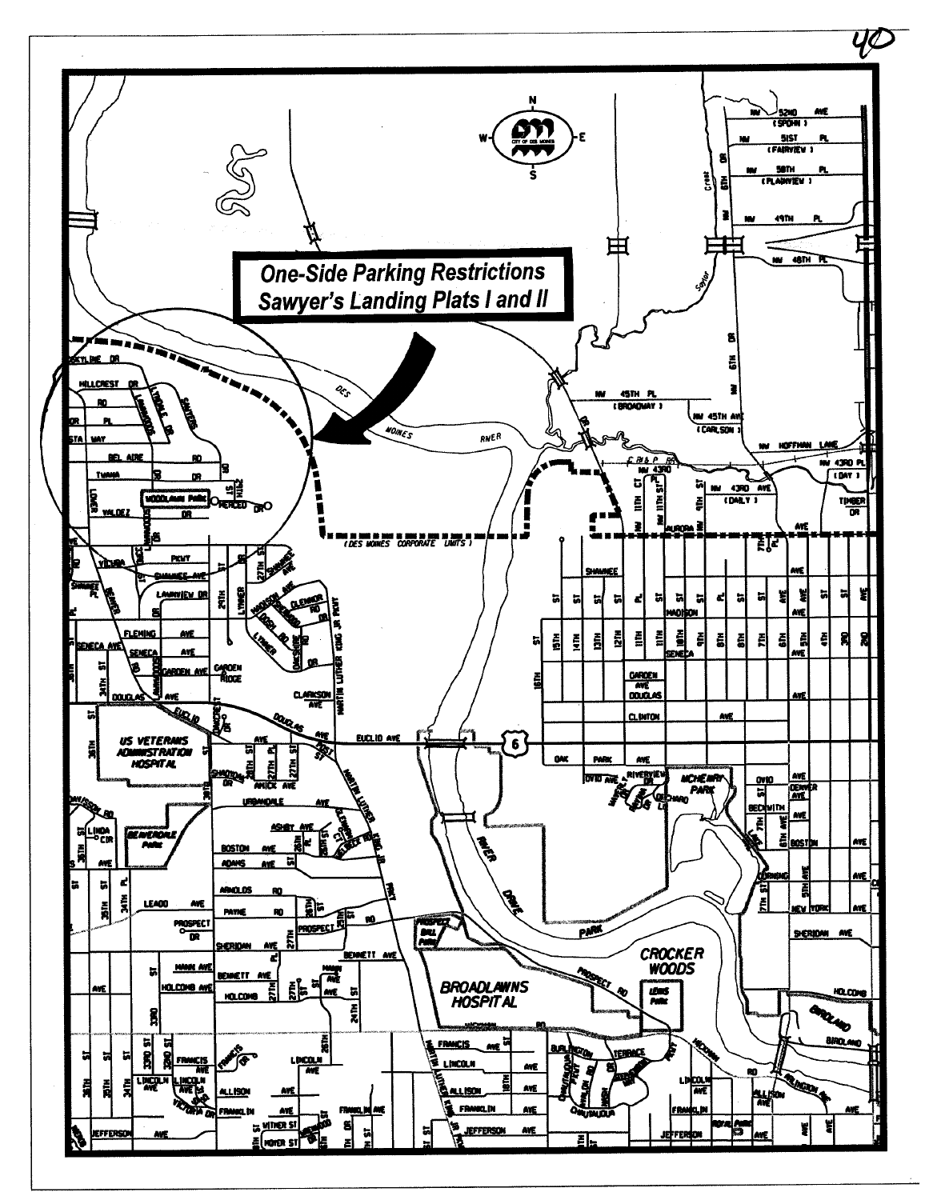**One-Side Parking Restrictions Sawyer's Landing Plats I and II**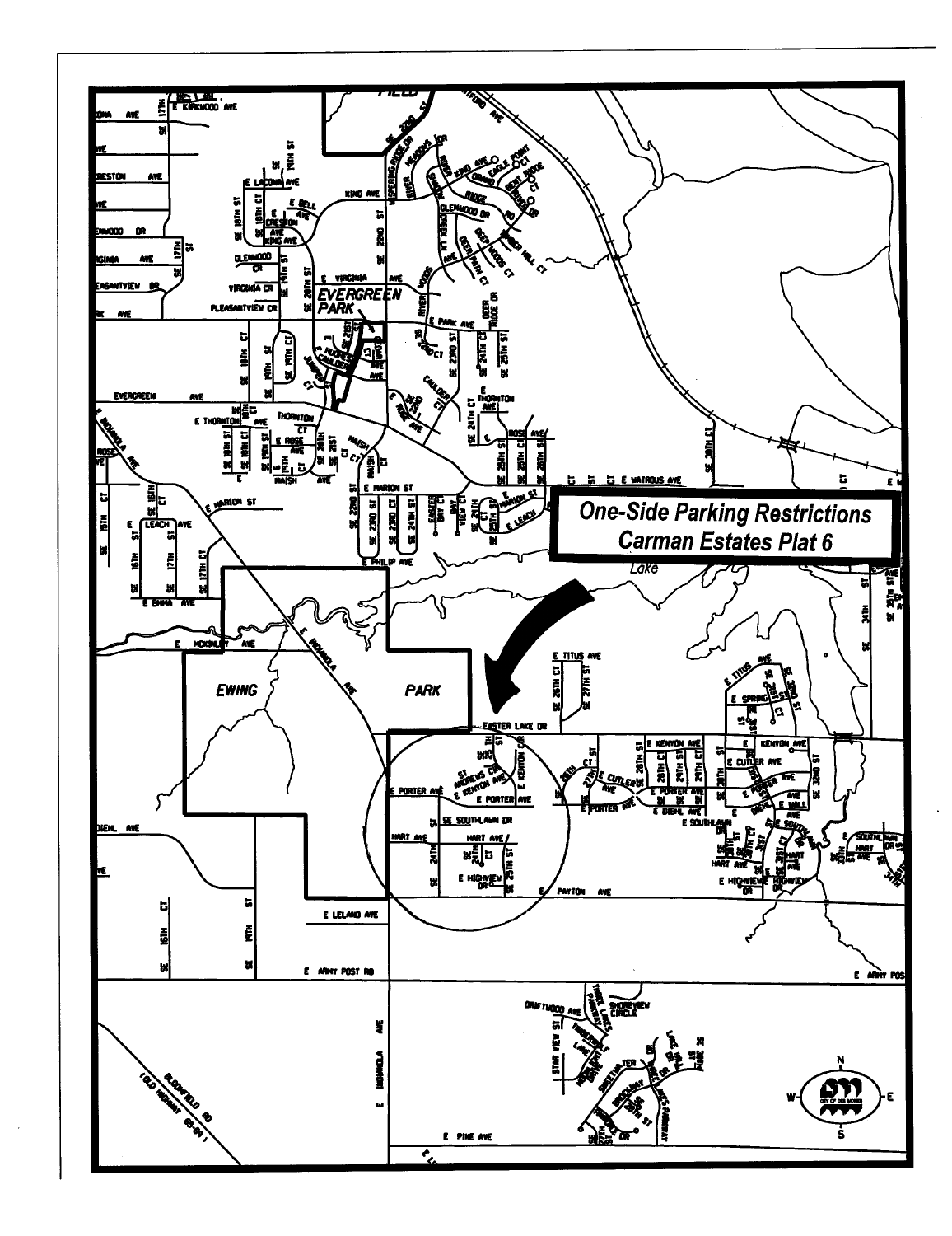**One-Side Parking Restrictions**
**Carman Estates Plat 6**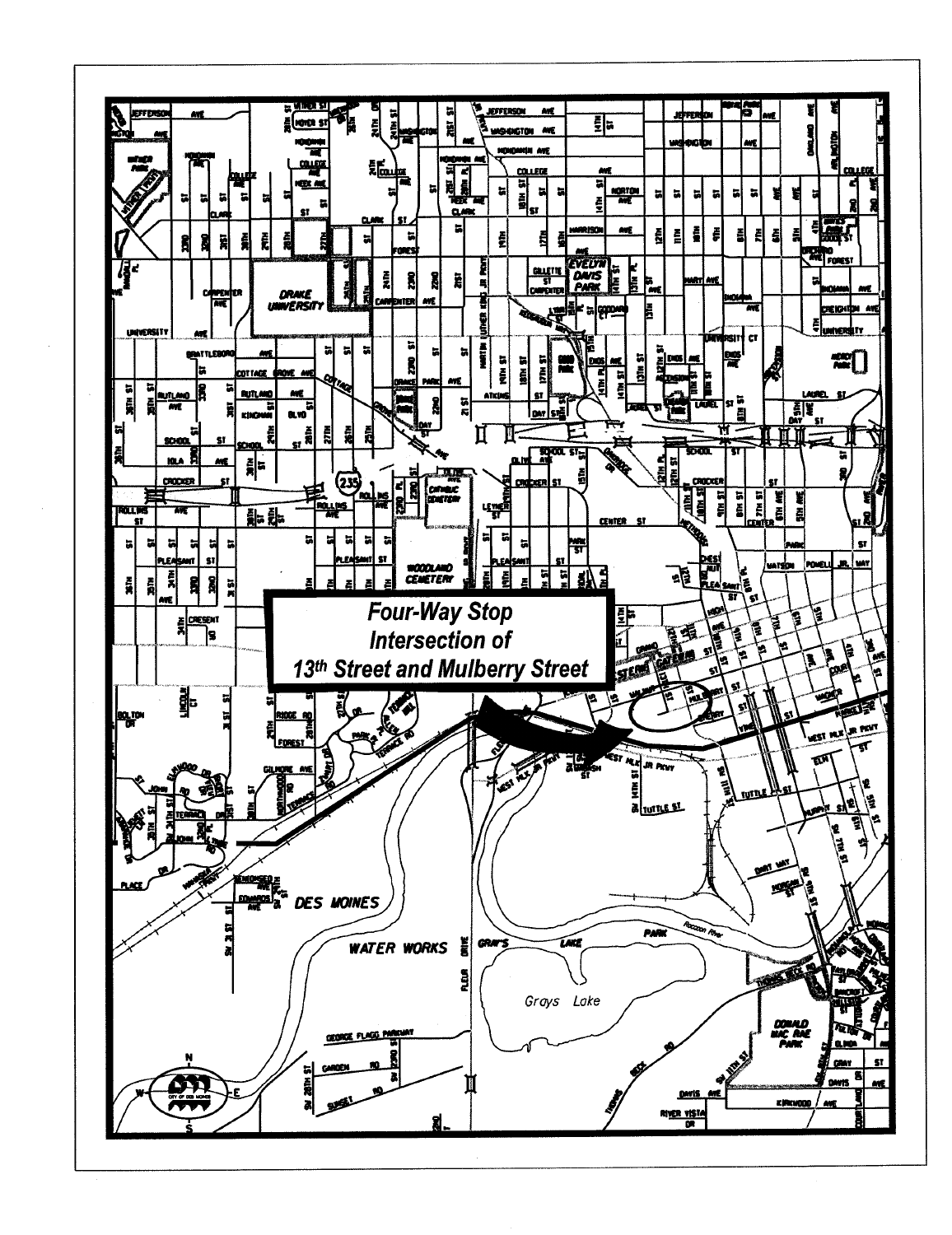**Four-Way Stop Intersection of 13th Street and Mulberry Street**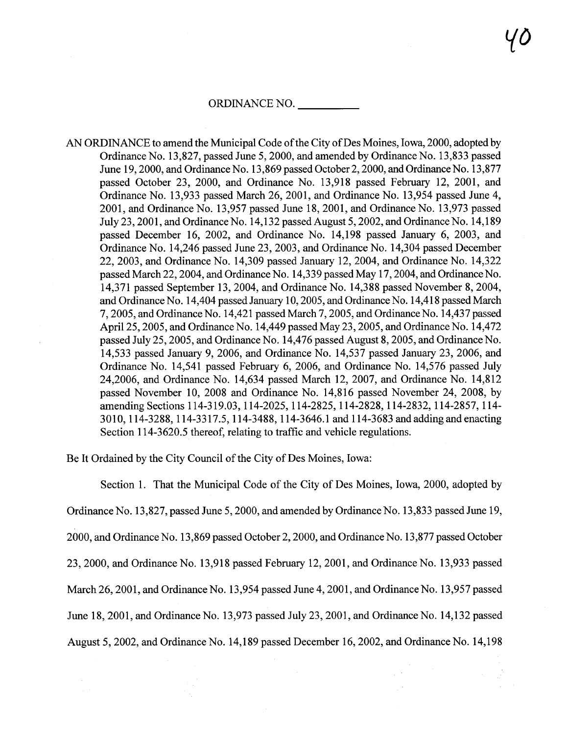40

ORDINANCE NO. __________

AN ORDINANCE to amend the Municipal Code of the City of Des Moines, Iowa, 2000, adopted by Ordinance No. 13,827, passed June 5, 2000, and amended by Ordinance No. 13,833 passed June 19, 2000, and Ordinance No. 13,869 passed October 2, 2000, and Ordinance No. 13,877 passed October 23, 2000, and Ordinance No. 13,918 passed February 12, 2001, and Ordinance No. 13,933 passed March 26, 2001, and Ordinance No. 13,954 passed June 4, 2001, and Ordinance No. 13,957 passed June 18, 2001, and Ordinance No. 13,973 passed July 23, 2001, and Ordinance No. 14,132 passed August 5, 2002, and Ordinance No. 14,189 passed December 16, 2002, and Ordinance No. 14,198 passed January 6, 2003, and Ordinance No. 14,246 passed June 23, 2003, and Ordinance No. 14,304 passed December 22, 2003, and Ordinance No. 14,309 passed January 12, 2004, and Ordinance No. 14,322 passed March 22, 2004, and Ordinance No. 14,339 passed May 17, 2004, and Ordinance No. 14,371 passed September 13, 2004, and Ordinance No. 14,388 passed November 8, 2004, and Ordinance No. 14,404 passed January 10, 2005, and Ordinance No. 14,418 passed March 7, 2005, and Ordinance No. 14,421 passed March 7, 2005, and Ordinance No. 14,437 passed April 25, 2005, and Ordinance No. 14,449 passed May 23, 2005, and Ordinance No. 14,472 passed July 25, 2005, and Ordinance No. 14,476 passed August 8, 2005, and Ordinance No. 14,533 passed January 9, 2006, and Ordinance No. 14,537 passed January 23, 2006, and Ordinance No. 14,541 passed February 6, 2006, and Ordinance No. 14,576 passed July 24,2006, and Ordinance No. 14,634 passed March 12, 2007, and Ordinance No. 14,812 passed November 10, 2008 and Ordinance No. 14,816 passed November 24, 2008, by amending Sections 114-319.03, 114-2025, 114-2825, 114-2828, 114-2832, 114-2857, 114-3010, 114-3288, 114-3317.5, 114-3488, 114-3646.1 and 114-3683 and adding and enacting Section 114-3620.5 thereof, relating to traffic and vehicle regulations.

Be It Ordained by the City Council of the City of Des Moines, Iowa:

Section 1. That the Municipal Code of the City of Des Moines, Iowa, 2000, adopted by Ordinance No. 13,827, passed June 5, 2000, and amended by Ordinance No. 13,833 passed June 19, 2000, and Ordinance No. 13,869 passed October 2, 2000, and Ordinance No. 13,877 passed October 23, 2000, and Ordinance No. 13,918 passed February 12, 2001, and Ordinance No. 13,933 passed March 26, 2001, and Ordinance No. 13,954 passed June 4, 2001, and Ordinance No. 13,957 passed June 18, 2001, and Ordinance No. 13,973 passed July 23, 2001, and Ordinance No. 14,132 passed August 5, 2002, and Ordinance No. 14,189 passed December 16, 2002, and Ordinance No. 14,198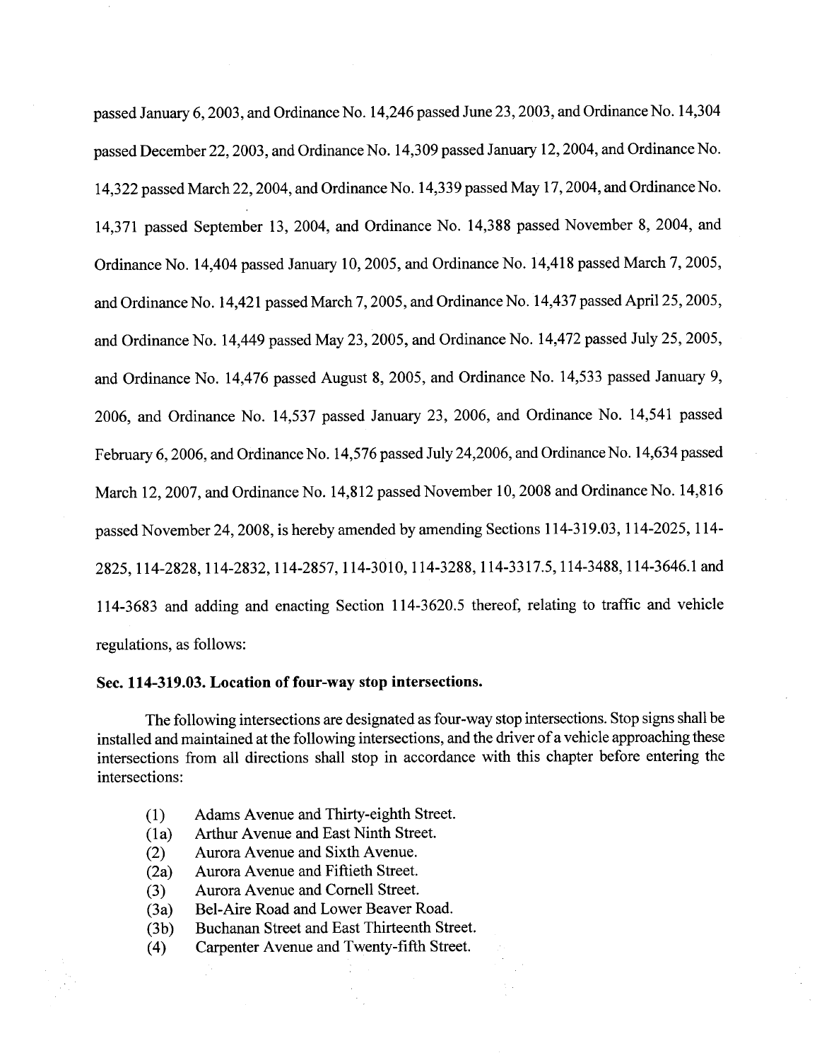passed January 6, 2003, and Ordinance No. 14,246 passed June 23, 2003, and Ordinance No. 14,304 passed December 22, 2003, and Ordinance No. 14,309 passed January 12, 2004, and Ordinance No. 14,322 passed March 22, 2004, and Ordinance No. 14,339 passed May 17, 2004, and Ordinance No. 14,371 passed September 13, 2004, and Ordinance No. 14,388 passed November 8, 2004, and Ordinance No. 14,404 passed January 10, 2005, and Ordinance No. 14,418 passed March 7, 2005, and Ordinance No. 14,421 passed March 7, 2005, and Ordinance No. 14,437 passed April 25, 2005, and Ordinance No. 14,449 passed May 23, 2005, and Ordinance No. 14,472 passed July 25, 2005, and Ordinance No. 14,476 passed August 8, 2005, and Ordinance No. 14,533 passed January 9, 2006, and Ordinance No. 14,537 passed January 23, 2006, and Ordinance No. 14,541 passed February 6, 2006, and Ordinance No. 14,576 passed July 24,2006, and Ordinance No. 14,634 passed March 12, 2007, and Ordinance No. 14,812 passed November 10, 2008 and Ordinance No. 14,816 passed November 24, 2008, is hereby amended by amending Sections 114-319.03, 114-2025, 114-2825, 114-2828, 114-2832, 114-2857, 114-3010, 114-3288, 114-3317.5, 114-3488, 114-3646.1 and 114-3683 and adding and enacting Section 114-3620.5 thereof, relating to traffic and vehicle regulations, as follows:

**Sec. 114-319.03. Location of four-way stop intersections.**

The following intersections are designated as four-way stop intersections. Stop signs shall be installed and maintained at the following intersections, and the driver of a vehicle approaching these intersections from all directions shall stop in accordance with this chapter before entering the intersections:

(1) Adams Avenue and Thirty-eighth Street.
(1a) Arthur Avenue and East Ninth Street.
(2) Aurora Avenue and Sixth Avenue.
(2a) Aurora Avenue and Fiftieth Street.
(3) Aurora Avenue and Cornell Street.
(3a) Bel-Aire Road and Lower Beaver Road.
(3b) Buchanan Street and East Thirteenth Street.
(4) Carpenter Avenue and Twenty-fifth Street.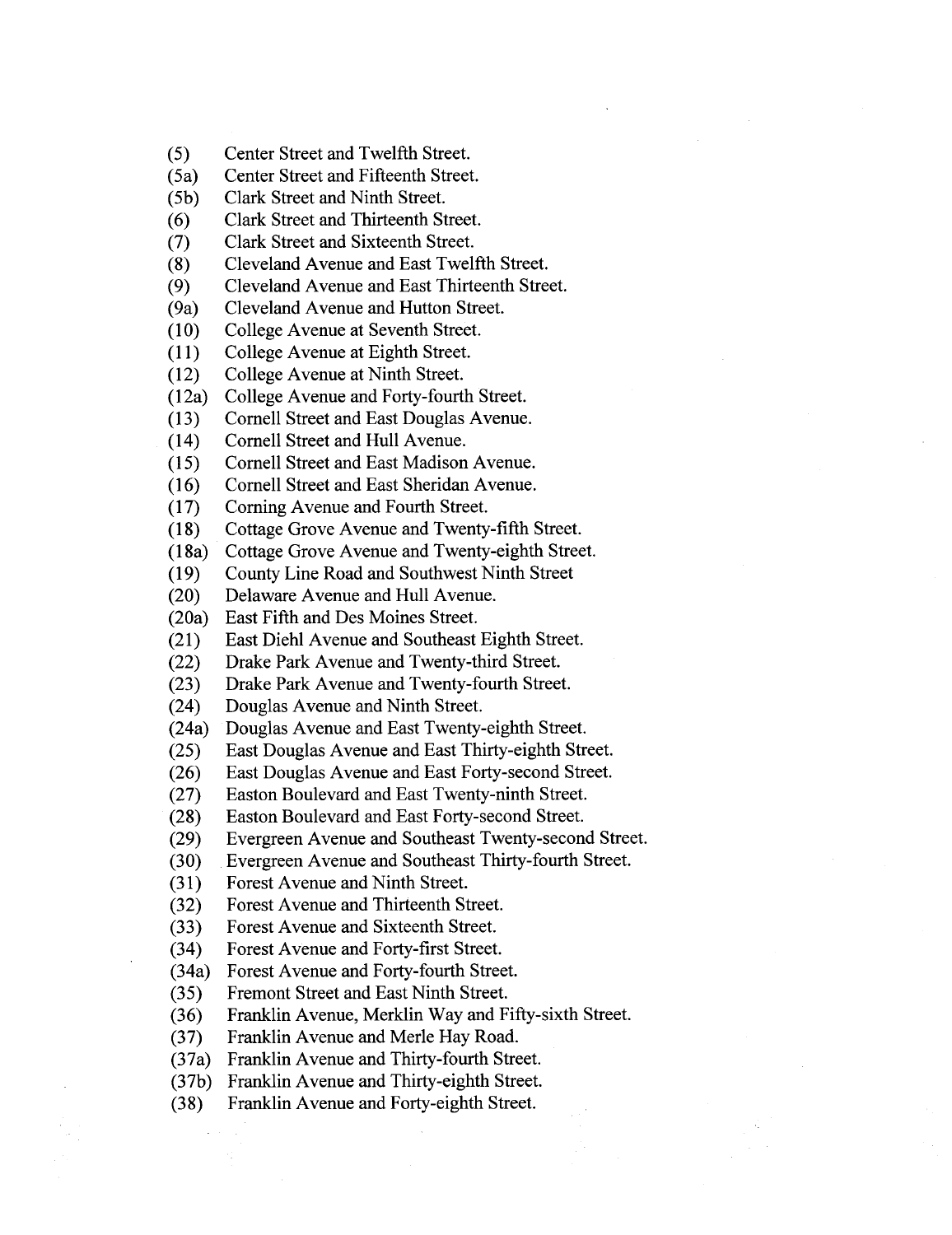(5) Center Street and Twelfth Street.
(5a) Center Street and Fifteenth Street.
(5b) Clark Street and Ninth Street.
(6) Clark Street and Thirteenth Street.
(7) Clark Street and Sixteenth Street.
(8) Cleveland Avenue and East Twelfth Street.
(9) Cleveland Avenue and East Thirteenth Street.
(9a) Cleveland Avenue and Hutton Street.
(10) College Avenue at Seventh Street.
(11) College Avenue at Eighth Street.
(12) College Avenue at Ninth Street.
(12a) College Avenue and Forty-fourth Street.
(13) Cornell Street and East Douglas Avenue.
(14) Cornell Street and Hull Avenue.
(15) Cornell Street and East Madison Avenue.
(16) Cornell Street and East Sheridan Avenue.
(17) Corning Avenue and Fourth Street.
(18) Cottage Grove Avenue and Twenty-fifth Street.
(18a) Cottage Grove Avenue and Twenty-eighth Street.
(19) County Line Road and Southwest Ninth Street
(20) Delaware Avenue and Hull Avenue.
(20a) East Fifth and Des Moines Street.
(21) East Diehl Avenue and Southeast Eighth Street.
(22) Drake Park Avenue and Twenty-third Street.
(23) Drake Park Avenue and Twenty-fourth Street.
(24) Douglas Avenue and Ninth Street.
(24a) Douglas Avenue and East Twenty-eighth Street.
(25) East Douglas Avenue and East Thirty-eighth Street.
(26) East Douglas Avenue and East Forty-second Street.
(27) Easton Boulevard and East Twenty-ninth Street.
(28) Easton Boulevard and East Forty-second Street.
(29) Evergreen Avenue and Southeast Twenty-second Street.
(30) Evergreen Avenue and Southeast Thirty-fourth Street.
(31) Forest Avenue and Ninth Street.
(32) Forest Avenue and Thirteenth Street.
(33) Forest Avenue and Sixteenth Street.
(34) Forest Avenue and Forty-first Street.
(34a) Forest Avenue and Forty-fourth Street.
(35) Fremont Street and East Ninth Street.
(36) Franklin Avenue, Merklin Way and Fifty-sixth Street.
(37) Franklin Avenue and Merle Hay Road.
(37a) Franklin Avenue and Thirty-fourth Street.
(37b) Franklin Avenue and Thirty-eighth Street.
(38) Franklin Avenue and Forty-eighth Street.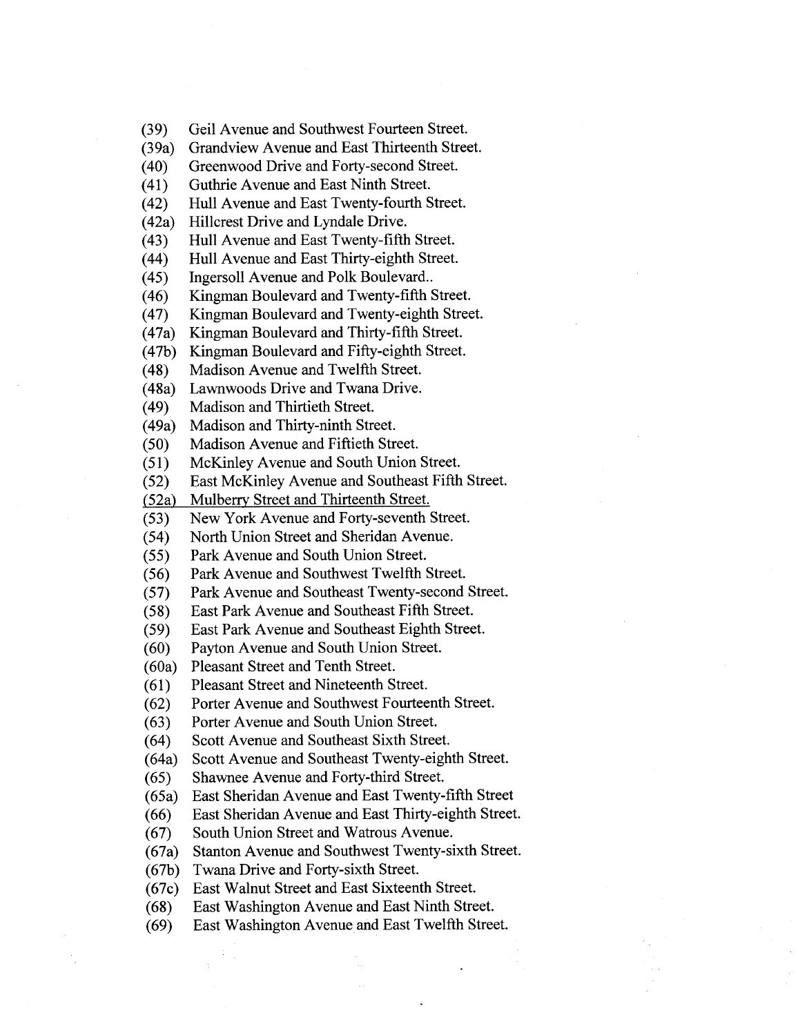(39) Geil Avenue and Southwest Fourteen Street.
(39a) Grandview Avenue and East Thirteenth Street.
(40) Greenwood Drive and Forty-second Street.
(41) Guthrie Avenue and East Ninth Street.
(42) Hull Avenue and East Twenty-fourth Street.
(42a) Hillcrest Drive and Lyndale Drive.
(43) Hull Avenue and East Twenty-fifth Street.
(44) Hull Avenue and East Thirty-eighth Street.
(45) Ingersoll Avenue and Polk Boulevard..
(46) Kingman Boulevard and Twenty-fifth Street.
(47) Kingman Boulevard and Twenty-eighth Street.
(47a) Kingman Boulevard and Thirty-fifth Street.
(47b) Kingman Boulevard and Fifty-eighth Street.
(48) Madison Avenue and Twelfth Street.
(48a) Lawnwoods Drive and Twana Drive.
(49) Madison and Thirtieth Street.
(49a) Madison and Thirty-ninth Street.
(50) Madison Avenue and Fiftieth Street.
(51) McKinley Avenue and South Union Street.
(52) East McKinley Avenue and Southeast Fifth Street.
<u>(52a) Mulberry Street and Thirteenth Street.</u>
(53) New York Avenue and Forty-seventh Street.
(54) North Union Street and Sheridan Avenue.
(55) Park Avenue and South Union Street.
(56) Park Avenue and Southwest Twelfth Street.
(57) Park Avenue and Southeast Twenty-second Street.
(58) East Park Avenue and Southeast Fifth Street.
(59) East Park Avenue and Southeast Eighth Street.
(60) Payton Avenue and South Union Street.
(60a) Pleasant Street and Tenth Street.
(61) Pleasant Street and Nineteenth Street.
(62) Porter Avenue and Southwest Fourteenth Street.
(63) Porter Avenue and South Union Street.
(64) Scott Avenue and Southeast Sixth Street.
(64a) Scott Avenue and Southeast Twenty-eighth Street.
(65) Shawnee Avenue and Forty-third Street.
(65a) East Sheridan Avenue and East Twenty-fifth Street
(66) East Sheridan Avenue and East Thirty-eighth Street.
(67) South Union Street and Watrous Avenue.
(67a) Stanton Avenue and Southwest Twenty-sixth Street.
(67b) Twana Drive and Forty-sixth Street.
(67c) East Walnut Street and East Sixteenth Street.
(68) East Washington Avenue and East Ninth Street.
(69) East Washington Avenue and East Twelfth Street.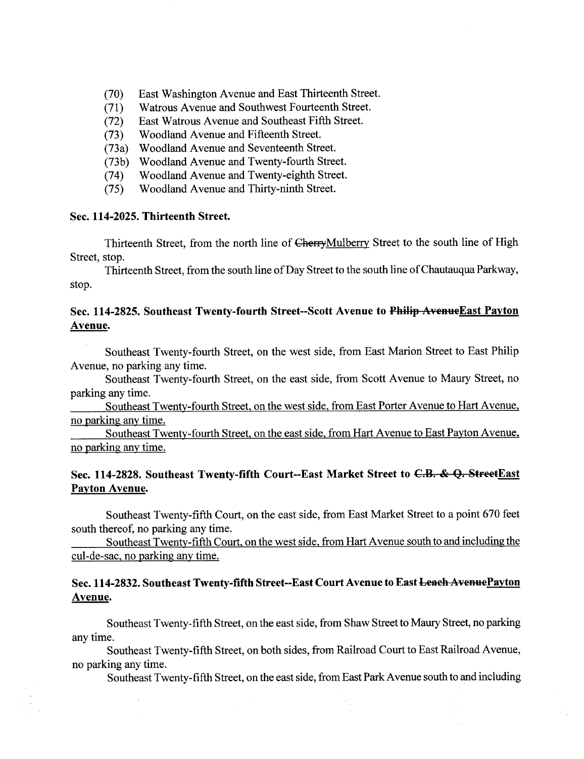(70) East Washington Avenue and East Thirteenth Street.
(71) Watrous Avenue and Southwest Fourteenth Street.
(72) East Watrous Avenue and Southeast Fifth Street.
(73) Woodland Avenue and Fifteenth Street.
(73a) Woodland Avenue and Seventeenth Street.
(73b) Woodland Avenue and Twenty-fourth Street.
(74) Woodland Avenue and Twenty-eighth Street.
(75) Woodland Avenue and Thirty-ninth Street.

**Sec. 114-2025. Thirteenth Street.**

Thirteenth Street, from the north line of ~~Cherry~~<u>Mulberry</u> Street to the south line of High Street, stop.

Thirteenth Street, from the south line of Day Street to the south line of Chautauqua Parkway, stop.

**Sec. 114-2825. Southeast Twenty-fourth Street--Scott Avenue to ~~Philip Avenue~~<u>East Payton Avenue</u>.**

Southeast Twenty-fourth Street, on the west side, from East Marion Street to East Philip Avenue, no parking any time.

Southeast Twenty-fourth Street, on the east side, from Scott Avenue to Maury Street, no parking any time.

<u>Southeast Twenty-fourth Street, on the west side, from East Porter Avenue to Hart Avenue, no parking any time.</u>

<u>Southeast Twenty-fourth Street, on the east side, from Hart Avenue to East Payton Avenue, no parking any time.</u>

**Sec. 114-2828. Southeast Twenty-fifth Court--East Market Street to ~~C.B. & Q. Street~~<u>East Payton Avenue</u>.**

Southeast Twenty-fifth Court, on the east side, from East Market Street to a point 670 feet south thereof, no parking any time.

<u>Southeast Twenty-fifth Court, on the west side, from Hart Avenue south to and including the cul-de-sac, no parking any time.</u>

**Sec. 114-2832. Southeast Twenty-fifth Street--East Court Avenue to East ~~Leach Avenue~~<u>Payton Avenue</u>.**

Southeast Twenty-fifth Street, on the east side, from Shaw Street to Maury Street, no parking any time.

Southeast Twenty-fifth Street, on both sides, from Railroad Court to East Railroad Avenue, no parking any time.

Southeast Twenty-fifth Street, on the east side, from East Park Avenue south to and including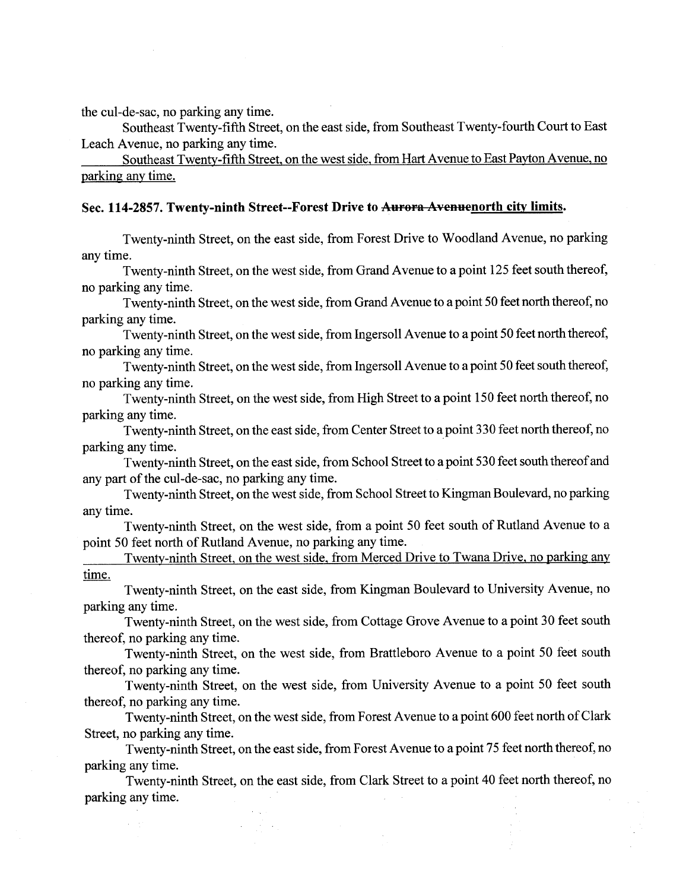the cul-de-sac, no parking any time.

Southeast Twenty-fifth Street, on the east side, from Southeast Twenty-fourth Court to East Leach Avenue, no parking any time.

<u>Southeast Twenty-fifth Street, on the west side, from Hart Avenue to East Payton Avenue, no parking any time.</u>

**Sec. 114-2857. Twenty-ninth Street--Forest Drive to ~~Aurora Avenue~~<u>north city limits</u>.**

Twenty-ninth Street, on the east side, from Forest Drive to Woodland Avenue, no parking any time.

Twenty-ninth Street, on the west side, from Grand Avenue to a point 125 feet south thereof, no parking any time.

Twenty-ninth Street, on the west side, from Grand Avenue to a point 50 feet north thereof, no parking any time.

Twenty-ninth Street, on the west side, from Ingersoll Avenue to a point 50 feet north thereof, no parking any time.

Twenty-ninth Street, on the west side, from Ingersoll Avenue to a point 50 feet south thereof, no parking any time.

Twenty-ninth Street, on the west side, from High Street to a point 150 feet north thereof, no parking any time.

Twenty-ninth Street, on the east side, from Center Street to a point 330 feet north thereof, no parking any time.

Twenty-ninth Street, on the east side, from School Street to a point 530 feet south thereof and any part of the cul-de-sac, no parking any time.

Twenty-ninth Street, on the west side, from School Street to Kingman Boulevard, no parking any time.

Twenty-ninth Street, on the west side, from a point 50 feet south of Rutland Avenue to a point 50 feet north of Rutland Avenue, no parking any time.

<u>Twenty-ninth Street, on the west side, from Merced Drive to Twana Drive, no parking any time.</u>

Twenty-ninth Street, on the east side, from Kingman Boulevard to University Avenue, no parking any time.

Twenty-ninth Street, on the west side, from Cottage Grove Avenue to a point 30 feet south thereof, no parking any time.

Twenty-ninth Street, on the west side, from Brattleboro Avenue to a point 50 feet south thereof, no parking any time.

Twenty-ninth Street, on the west side, from University Avenue to a point 50 feet south thereof, no parking any time.

Twenty-ninth Street, on the west side, from Forest Avenue to a point 600 feet north of Clark Street, no parking any time.

Twenty-ninth Street, on the east side, from Forest Avenue to a point 75 feet north thereof, no parking any time.

Twenty-ninth Street, on the east side, from Clark Street to a point 40 feet north thereof, no parking any time.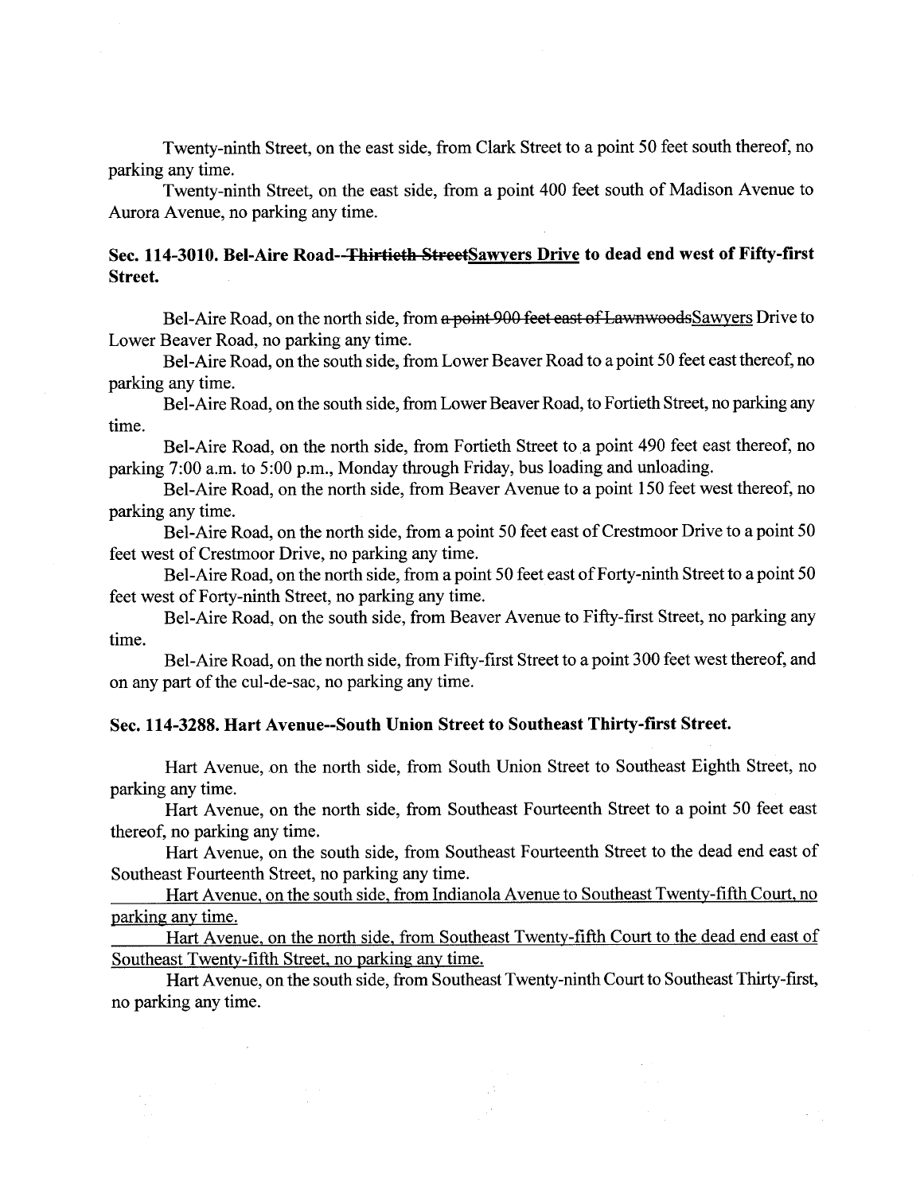Twenty-ninth Street, on the east side, from Clark Street to a point 50 feet south thereof, no parking any time.

Twenty-ninth Street, on the east side, from a point 400 feet south of Madison Avenue to Aurora Avenue, no parking any time.

**Sec. 114-3010. Bel-Aire Road--~~Thirtieth Street~~<u>Sawyers Drive</u> to dead end west of Fifty-first Street.**

Bel-Aire Road, on the north side, from ~~a point 900 feet east of Lawnwoods~~<u>Sawyers</u> Drive to Lower Beaver Road, no parking any time.

Bel-Aire Road, on the south side, from Lower Beaver Road to a point 50 feet east thereof, no parking any time.

Bel-Aire Road, on the south side, from Lower Beaver Road, to Fortieth Street, no parking any time.

Bel-Aire Road, on the north side, from Fortieth Street to a point 490 feet east thereof, no parking 7:00 a.m. to 5:00 p.m., Monday through Friday, bus loading and unloading.

Bel-Aire Road, on the north side, from Beaver Avenue to a point 150 feet west thereof, no parking any time.

Bel-Aire Road, on the north side, from a point 50 feet east of Crestmoor Drive to a point 50 feet west of Crestmoor Drive, no parking any time.

Bel-Aire Road, on the north side, from a point 50 feet east of Forty-ninth Street to a point 50 feet west of Forty-ninth Street, no parking any time.

Bel-Aire Road, on the south side, from Beaver Avenue to Fifty-first Street, no parking any time.

Bel-Aire Road, on the north side, from Fifty-first Street to a point 300 feet west thereof, and on any part of the cul-de-sac, no parking any time.

**Sec. 114-3288. Hart Avenue--South Union Street to Southeast Thirty-first Street.**

Hart Avenue, on the north side, from South Union Street to Southeast Eighth Street, no parking any time.

Hart Avenue, on the north side, from Southeast Fourteenth Street to a point 50 feet east thereof, no parking any time.

Hart Avenue, on the south side, from Southeast Fourteenth Street to the dead end east of Southeast Fourteenth Street, no parking any time.

<u>Hart Avenue, on the south side, from Indianola Avenue to Southeast Twenty-fifth Court, no parking any time.</u>

<u>Hart Avenue, on the north side, from Southeast Twenty-fifth Court to the dead end east of Southeast Twenty-fifth Street, no parking any time.</u>

Hart Avenue, on the south side, from Southeast Twenty-ninth Court to Southeast Thirty-first, no parking any time.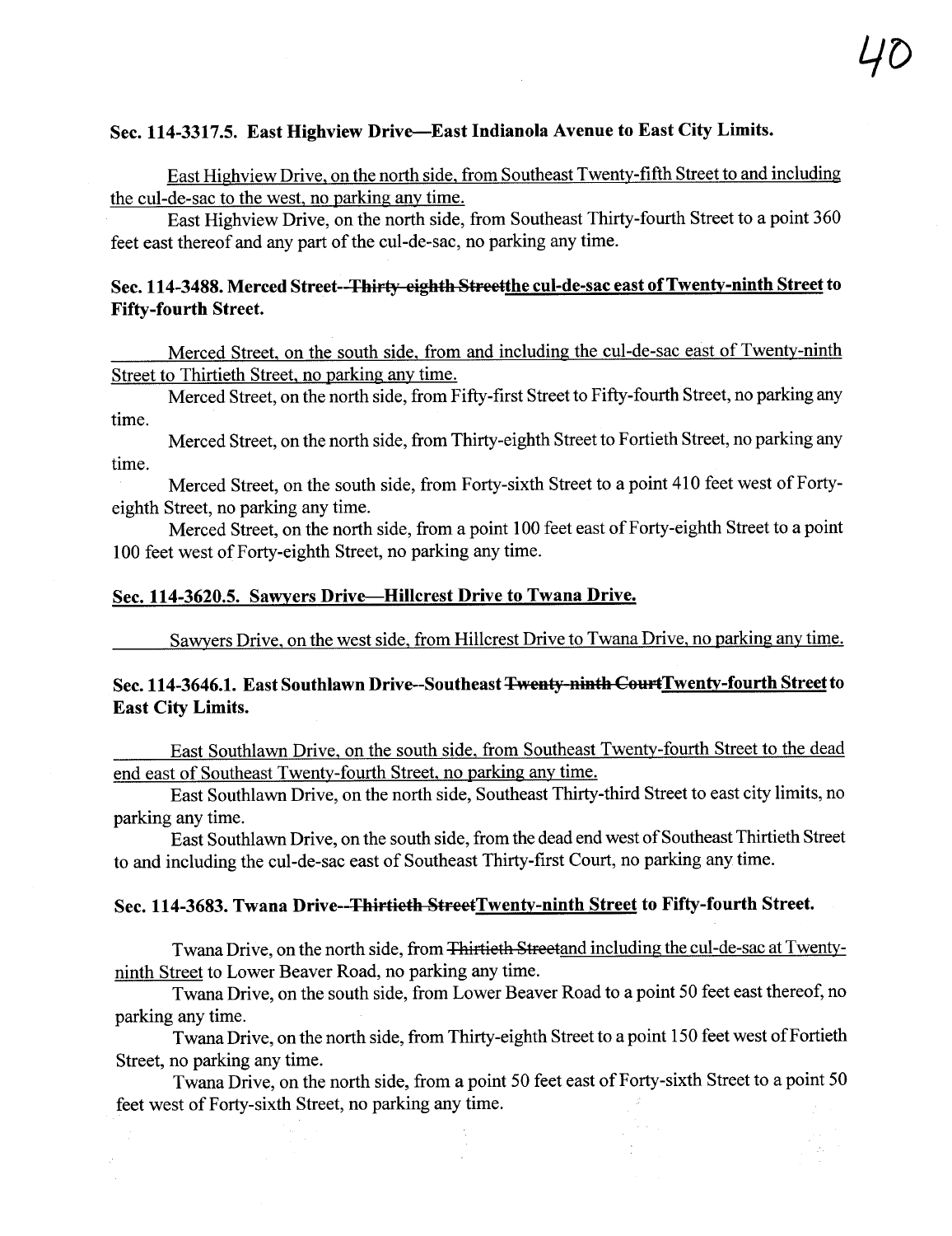**Sec. 114-3317.5. East Highview Drive—East Indianola Avenue to East City Limits.**

<u>East Highview Drive, on the north side, from Southeast Twenty-fifth Street to and including the cul-de-sac to the west, no parking any time.</u>

East Highview Drive, on the north side, from Southeast Thirty-fourth Street to a point 360 feet east thereof and any part of the cul-de-sac, no parking any time.

**Sec. 114-3488. Merced Street--~~Thirty-eighth Street~~<u>the cul-de-sac east of Twenty-ninth Street</u> to Fifty-fourth Street.**

<u>Merced Street, on the south side, from and including the cul-de-sac east of Twenty-ninth Street to Thirtieth Street, no parking any time.</u>

Merced Street, on the north side, from Fifty-first Street to Fifty-fourth Street, no parking any time.

Merced Street, on the north side, from Thirty-eighth Street to Fortieth Street, no parking any time.

Merced Street, on the south side, from Forty-sixth Street to a point 410 feet west of Forty-eighth Street, no parking any time.

Merced Street, on the north side, from a point 100 feet east of Forty-eighth Street to a point 100 feet west of Forty-eighth Street, no parking any time.

**<u>Sec. 114-3620.5. Sawyers Drive—Hillcrest Drive to Twana Drive.</u>**

<u>Sawyers Drive, on the west side, from Hillcrest Drive to Twana Drive, no parking any time.</u>

**Sec. 114-3646.1. East Southlawn Drive--Southeast ~~Twenty-ninth Court~~<u>Twenty-fourth Street</u> to East City Limits.**

<u>East Southlawn Drive, on the south side, from Southeast Twenty-fourth Street to the dead end east of Southeast Twenty-fourth Street, no parking any time.</u>

East Southlawn Drive, on the north side, Southeast Thirty-third Street to east city limits, no parking any time.

East Southlawn Drive, on the south side, from the dead end west of Southeast Thirtieth Street to and including the cul-de-sac east of Southeast Thirty-first Court, no parking any time.

**Sec. 114-3683. Twana Drive--~~Thirtieth Street~~<u>Twenty-ninth Street</u> to Fifty-fourth Street.**

Twana Drive, on the north side, from ~~Thirtieth Street~~<u>and including the cul-de-sac at Twenty-ninth Street</u> to Lower Beaver Road, no parking any time.

Twana Drive, on the south side, from Lower Beaver Road to a point 50 feet east thereof, no parking any time.

Twana Drive, on the north side, from Thirty-eighth Street to a point 150 feet west of Fortieth Street, no parking any time.

Twana Drive, on the north side, from a point 50 feet east of Forty-sixth Street to a point 50 feet west of Forty-sixth Street, no parking any time.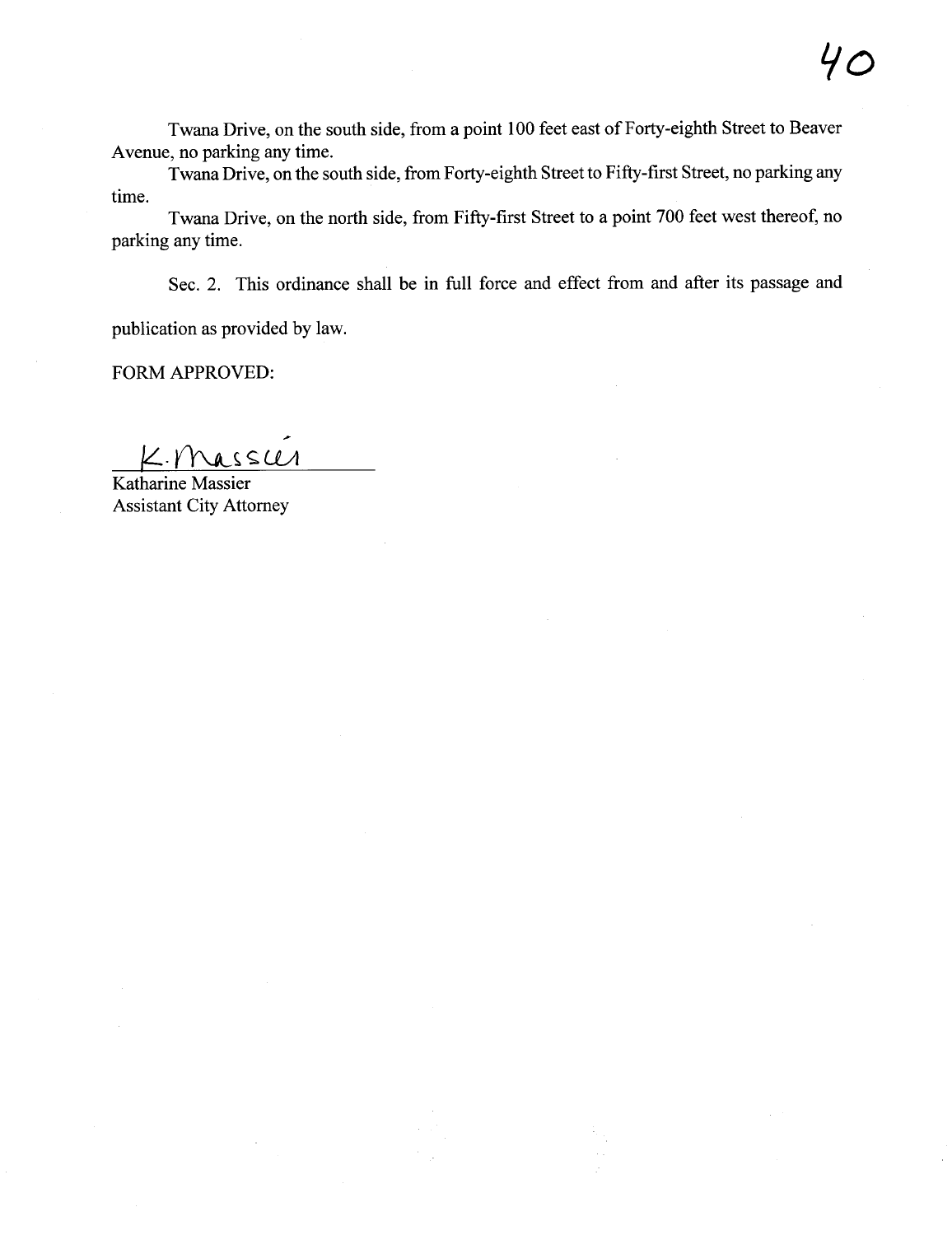Twana Drive, on the south side, from a point 100 feet east of Forty-eighth Street to Beaver Avenue, no parking any time.

Twana Drive, on the south side, from Forty-eighth Street to Fifty-first Street, no parking any time.

Twana Drive, on the north side, from Fifty-first Street to a point 700 feet west thereof, no parking any time.

Sec. 2. This ordinance shall be in full force and effect from and after its passage and publication as provided by law.

FORM APPROVED:

K. Massier

Katharine Massier
Assistant City Attorney